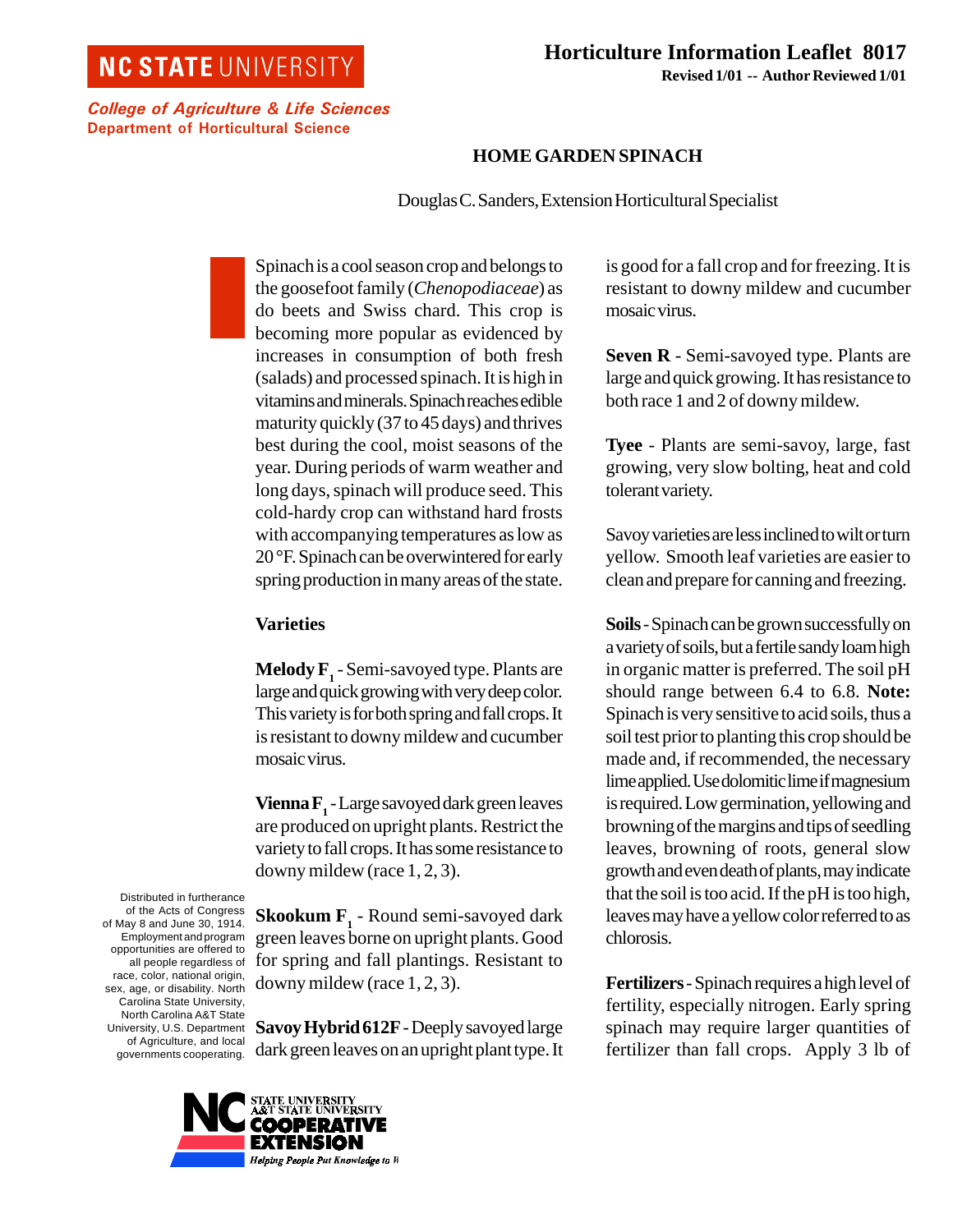NC STATE UNIVERSITY

*College of Agriculture & Life Sciences*
**Department of Horticultural Science**

**Horticulture Information Leaflet 8017**
**Revised 1/01 -- Author Reviewed 1/01**

# HOME GARDEN SPINACH

Douglas C. Sanders, Extension Horticultural Specialist

Spinach is a cool season crop and belongs to the goosefoot family (*Chenopodiaceae*) as do beets and Swiss chard. This crop is becoming more popular as evidenced by increases in consumption of both fresh (salads) and processed spinach. It is high in vitamins and minerals. Spinach reaches edible maturity quickly (37 to 45 days) and thrives best during the cool, moist seasons of the year. During periods of warm weather and long days, spinach will produce seed. This cold-hardy crop can withstand hard frosts with accompanying temperatures as low as 20 °F. Spinach can be overwintered for early spring production in many areas of the state.

## Varieties

**Melody $F_1$** - Semi-savoyed type. Plants are large and quick growing with very deep color. This variety is for both spring and fall crops. It is resistant to downy mildew and cucumber mosaic virus.

**Vienna $F_1$** - Large savoyed dark green leaves are produced on upright plants. Restrict the variety to fall crops. It has some resistance to downy mildew (race 1, 2, 3).

**Skookum $F_1$** - Round semi-savoyed dark green leaves borne on upright plants. Good for spring and fall plantings. Resistant to downy mildew (race 1, 2, 3).

**Savoy Hybrid 612F** - Deeply savoyed large dark green leaves on an upright plant type. It is good for a fall crop and for freezing. It is resistant to downy mildew and cucumber mosaic virus.

**Seven R** - Semi-savoyed type. Plants are large and quick growing. It has resistance to both race 1 and 2 of downy mildew.

**Tyee** - Plants are semi-savoy, large, fast growing, very slow bolting, heat and cold tolerant variety.

Savoy varieties are less inclined to wilt or turn yellow. Smooth leaf varieties are easier to clean and prepare for canning and freezing.

**Soils** - Spinach can be grown successfully on a variety of soils, but a fertile sandy loam high in organic matter is preferred. The soil pH should range between 6.4 to 6.8. **Note:** Spinach is very sensitive to acid soils, thus a soil test prior to planting this crop should be made and, if recommended, the necessary lime applied. Use dolomitic lime if magnesium is required. Low germination, yellowing and browning of the margins and tips of seedling leaves, browning of roots, general slow growth and even death of plants, may indicate that the soil is too acid. If the pH is too high, leaves may have a yellow color referred to as chlorosis.

**Fertilizers** - Spinach requires a high level of fertility, especially nitrogen. Early spring spinach may require larger quantities of fertilizer than fall crops. Apply 3 lb of

Distributed in furtherance of the Acts of Congress of May 8 and June 30, 1914. Employment and program opportunities are offered to all people regardless of race, color, national origin, sex, age, or disability. North Carolina State University, North Carolina A&T State University, U.S. Department of Agriculture, and local governments cooperating.

NC STATE UNIVERSITY A&T STATE UNIVERSITY COOPERATIVE EXTENSION
*Helping People Put Knowledge to W*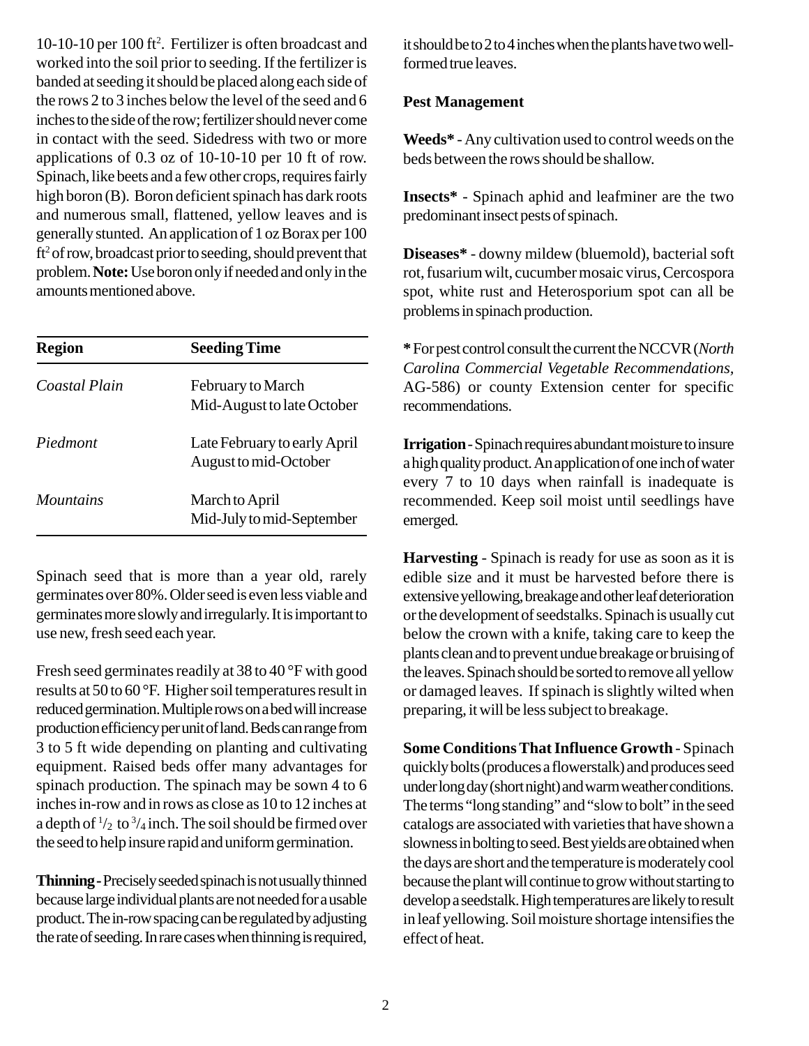10-10-10 per 100 $ft^2$. Fertilizer is often broadcast and worked into the soil prior to seeding. If the fertilizer is banded at seeding it should be placed along each side of the rows 2 to 3 inches below the level of the seed and 6 inches to the side of the row; fertilizer should never come in contact with the seed. Sidedress with two or more applications of 0.3 oz of 10-10-10 per 10 ft of row. Spinach, like beets and a few other crops, requires fairly high boron (B). Boron deficient spinach has dark roots and numerous small, flattened, yellow leaves and is generally stunted. An application of 1 oz Borax per 100 $ft^2$ of row, broadcast prior to seeding, should prevent that problem. **Note:** Use boron only if needed and only in the amounts mentioned above.

| **Region** | **Seeding Time** |
|---|---|
| *Coastal Plain* | February to March<br>Mid-August to late October |
| *Piedmont* | Late February to early April<br>August to mid-October |
| *Mountains* | March to April<br>Mid-July to mid-September |

Spinach seed that is more than a year old, rarely germinates over 80%. Older seed is even less viable and germinates more slowly and irregularly. It is important to use new, fresh seed each year.

Fresh seed germinates readily at 38 to 40 °F with good results at 50 to 60 °F. Higher soil temperatures result in reduced germination. Multiple rows on a bed will increase production efficiency per unit of land. Beds can range from 3 to 5 ft wide depending on planting and cultivating equipment. Raised beds offer many advantages for spinach production. The spinach may be sown 4 to 6 inches in-row and in rows as close as 10 to 12 inches at a depth of $^1/_2$ to $^3/_4$ inch. The soil should be firmed over the seed to help insure rapid and uniform germination.

**Thinning** - Precisely seeded spinach is not usually thinned because large individual plants are not needed for a usable product. The in-row spacing can be regulated by adjusting the rate of seeding. In rare cases when thinning is required, it should be to 2 to 4 inches when the plants have two well-formed true leaves.

**Pest Management**

**Weeds*** - Any cultivation used to control weeds on the beds between the rows should be shallow.

**Insects*** - Spinach aphid and leafminer are the two predominant insect pests of spinach.

**Diseases*** - downy mildew (bluemold), bacterial soft rot, fusarium wilt, cucumber mosaic virus, Cercospora spot, white rust and Heterosporium spot can all be problems in spinach production.

**\*** For pest control consult the current the NCCVR (*North Carolina Commercial Vegetable Recommendations*, AG-586) or county Extension center for specific recommendations.

**Irrigation** - Spinach requires abundant moisture to insure a high quality product. An application of one inch of water every 7 to 10 days when rainfall is inadequate is recommended. Keep soil moist until seedlings have emerged.

**Harvesting** - Spinach is ready for use as soon as it is edible size and it must be harvested before there is extensive yellowing, breakage and other leaf deterioration or the development of seedstalks. Spinach is usually cut below the crown with a knife, taking care to keep the plants clean and to prevent undue breakage or bruising of the leaves. Spinach should be sorted to remove all yellow or damaged leaves. If spinach is slightly wilted when preparing, it will be less subject to breakage.

**Some Conditions That Influence Growth** - Spinach quickly bolts (produces a flowerstalk) and produces seed under long day (short night) and warm weather conditions. The terms "long standing" and "slow to bolt" in the seed catalogs are associated with varieties that have shown a slowness in bolting to seed. Best yields are obtained when the days are short and the temperature is moderately cool because the plant will continue to grow without starting to develop a seedstalk. High temperatures are likely to result in leaf yellowing. Soil moisture shortage intensifies the effect of heat.